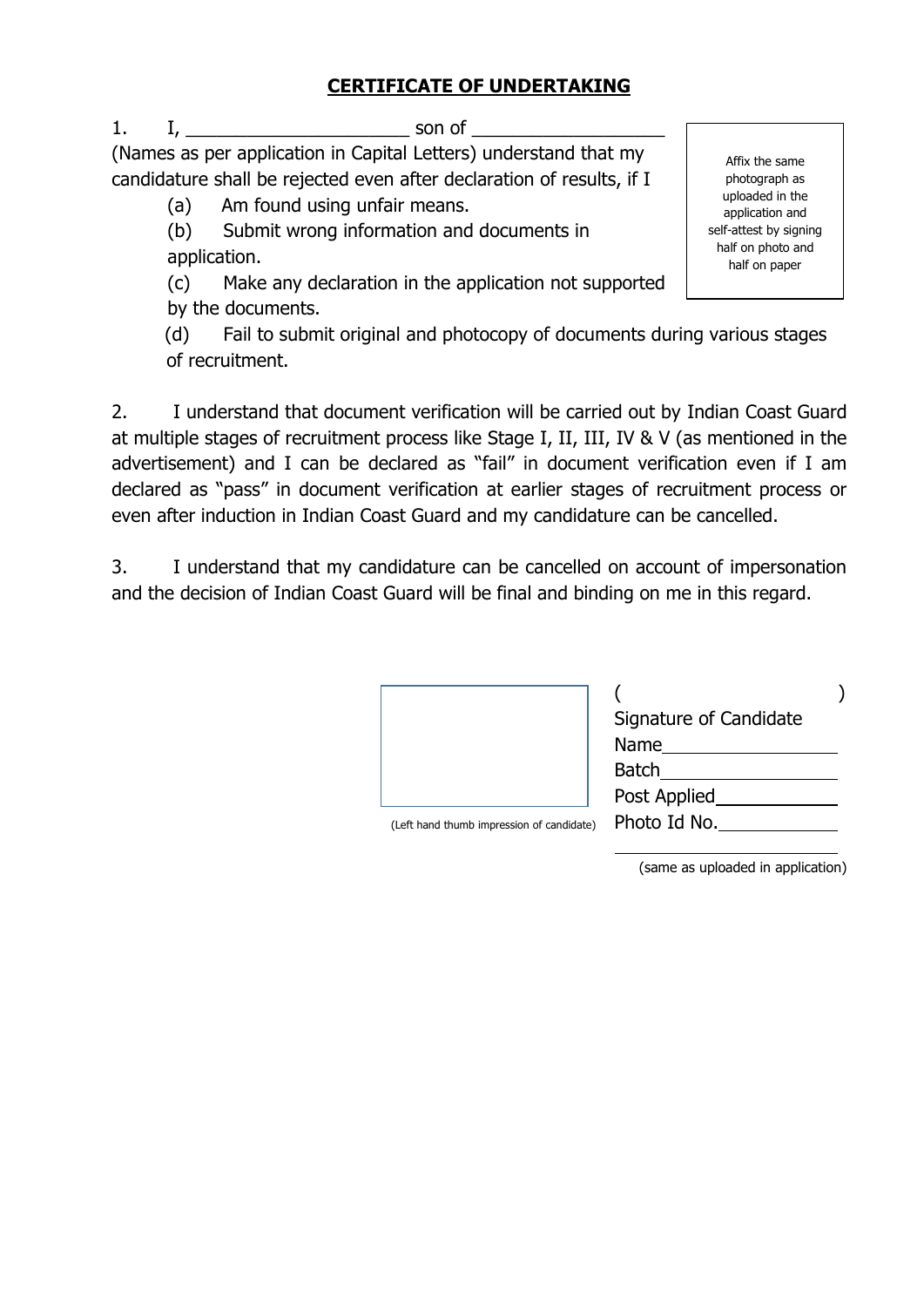## CERTIFICATE OF UNDERTAKING

1. I, ______________________ son of ___________________ (Names as per application in Capital Letters) understand that my candidature shall be rejected even after declaration of results, if I

   (a) Am found using unfair means.

   (b) Submit wrong information and documents in application.

   (c) Make any declaration in the application not supported by the documents.

   (d) Fail to submit original and photocopy of documents during various stages of recruitment.

Affix the same photograph as uploaded in the application and self-attest by signing half on photo and half on paper

2. I understand that document verification will be carried out by Indian Coast Guard at multiple stages of recruitment process like Stage I, II, III, IV & V (as mentioned in the advertisement) and I can be declared as "fail" in document verification even if I am declared as "pass" in document verification at earlier stages of recruitment process or even after induction in Indian Coast Guard and my candidature can be cancelled.

3. I understand that my candidature can be cancelled on account of impersonation and the decision of Indian Coast Guard will be final and binding on me in this regard.

(Left hand thumb impression of candidate)

( )

Signature of Candidate

Name ____________________

Batch ____________________

Post Applied ______________

Photo Id No. ______________

(same as uploaded in application)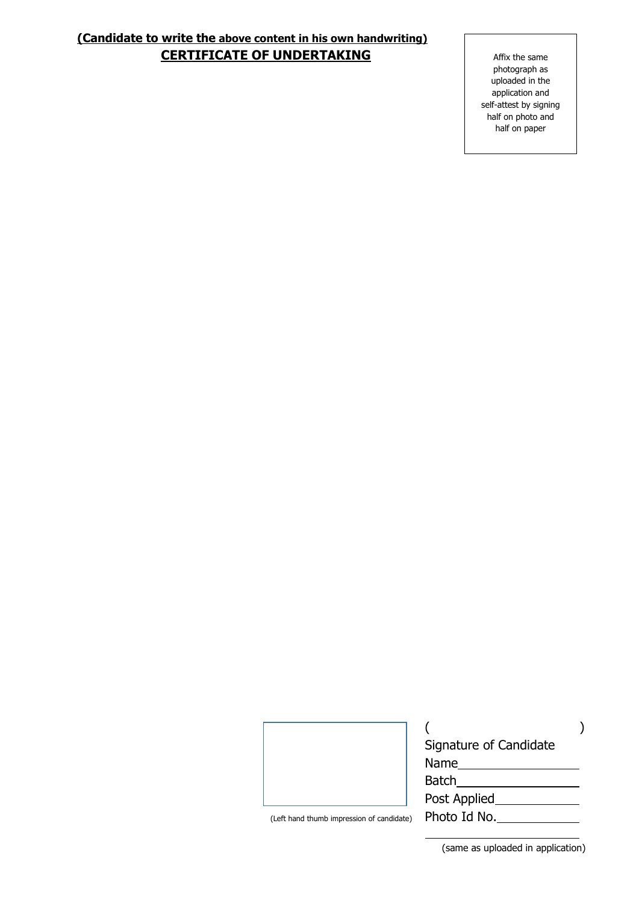**(Candidate to write the above content in his own handwriting)**

## CERTIFICATE OF UNDERTAKING

Affix the same photograph as uploaded in the application and self-attest by signing half on photo and half on paper

(Left hand thumb impression of candidate)

( )

Signature of Candidate

Name\_\_\_\_\_\_\_\_\_\_\_\_\_\_\_\_\_\_

Batch\_\_\_\_\_\_\_\_\_\_\_\_\_\_\_\_\_\_

Post Applied\_\_\_\_\_\_\_\_\_\_\_\_

Photo Id No.\_\_\_\_\_\_\_\_\_\_\_\_

\_\_\_\_\_\_\_\_\_\_\_\_\_\_\_\_\_\_\_\_\_\_\_\_

(same as uploaded in application)